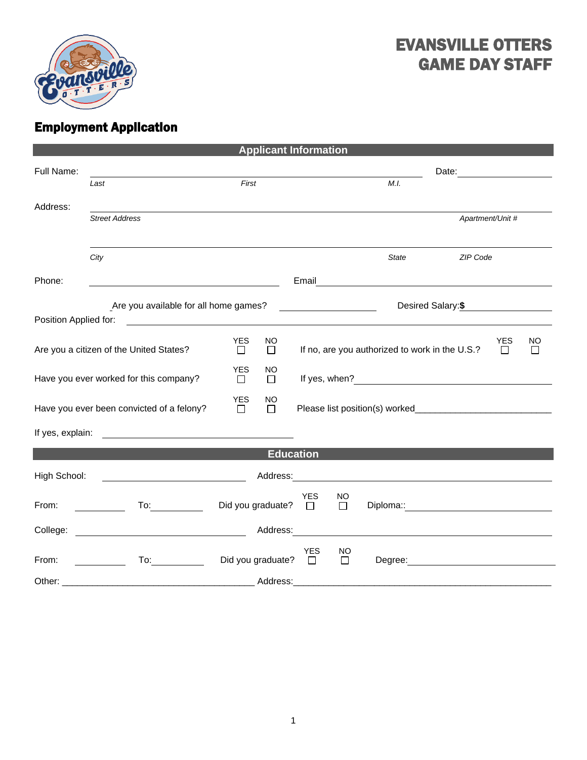# EVANSVILLE OTTERS
# GAME DAY STAFF

## Employment Application

### Applicant Information

Full Name: ______________________________________________ Date: ______________

*Last* *First* *M.I.*

Address: ______________________________________________________________

*Street Address* *Apartment/Unit #*

______________________________________________________________

*City* *State* *ZIP Code*

Phone: ______________________ Email ______________________________

Are you available for all home games? ______________ Desired Salary: **$** ______________

Position Applied for: ______________________________________________

Are you a citizen of the United States? YES ☐ NO ☐ If no, are you authorized to work in the U.S.? YES ☐ NO ☐

Have you ever worked for this company? YES ☐ NO ☐ If yes, when? ______________________

Have you ever been convicted of a felony? YES ☐ NO ☐ Please list position(s) worked___________________________

If yes, explain: ______________________________

### Education

High School: ______________________ Address: ______________________________

From: __________ To: __________ Did you graduate? YES ☐ NO ☐ Diploma:: ______________________

College: ______________________ Address: ______________________________

From: __________ To: __________ Did you graduate? YES ☐ NO ☐ Degree: ______________________

Other: _______________________________________ Address:_______________________________________________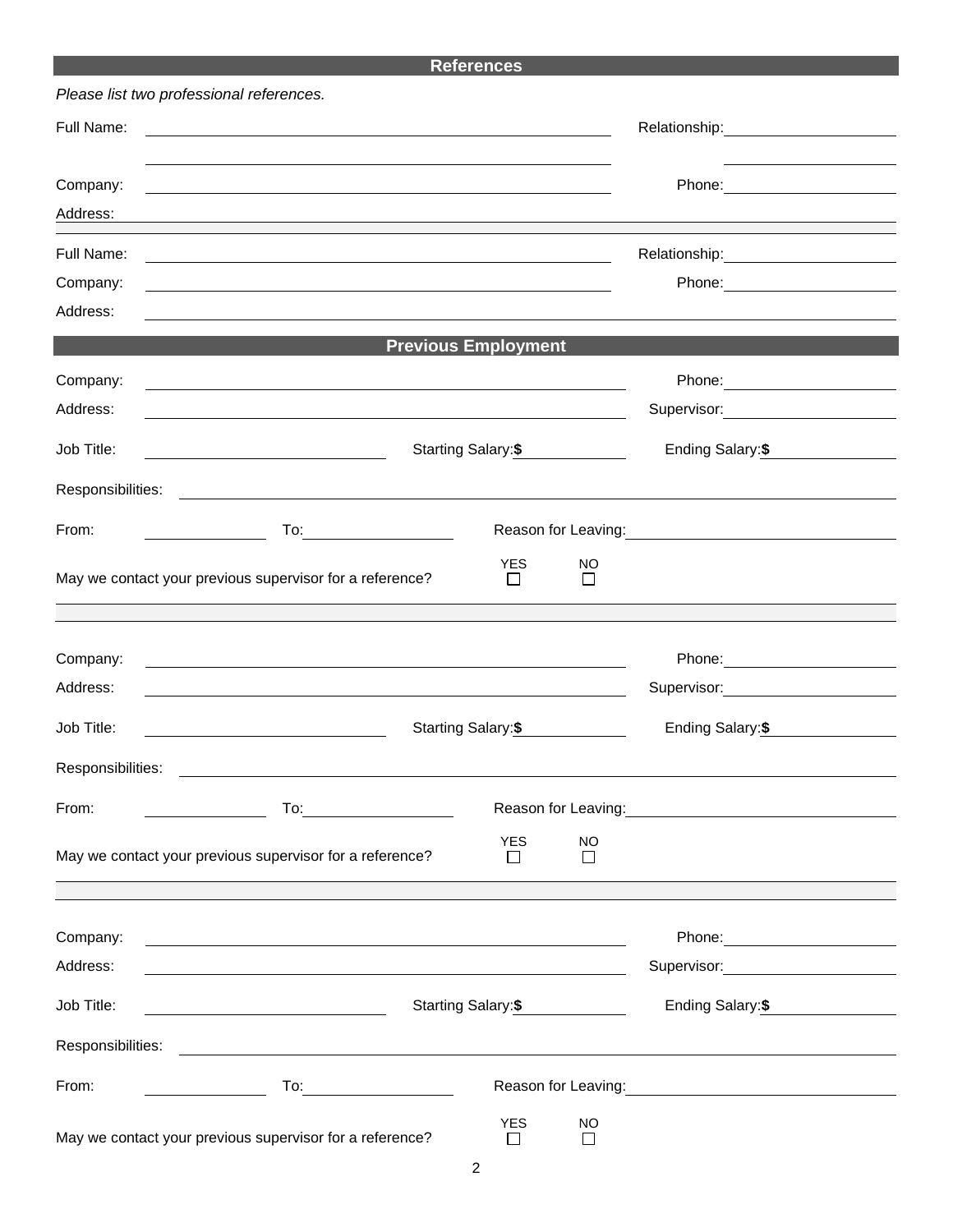## References

*Please list two professional references.*

Full Name: ______________________________ Relationship: ______________

Company: ______________________________ Phone: ______________

Address: ______________________________________________________________

Full Name: ______________________________ Relationship: ______________

Company: ______________________________ Phone: ______________

Address: ______________________________________________________________

## Previous Employment

Company: ______________________________ Phone: ______________

Address: ______________________________ Supervisor: ______________

Job Title: ______________ Starting Salary:**$** ______________ Ending Salary:**$** ______________

Responsibilities: ______________________________________________________

From: ______________ To: ______________ Reason for Leaving: ______________

May we contact your previous supervisor for a reference? YES ☐ NO ☐

Company: ______________________________ Phone: ______________

Address: ______________________________ Supervisor: ______________

Job Title: ______________ Starting Salary:**$** ______________ Ending Salary:**$** ______________

Responsibilities: ______________________________________________________

From: ______________ To: ______________ Reason for Leaving: ______________

May we contact your previous supervisor for a reference? YES ☐ NO ☐

Company: ______________________________ Phone: ______________

Address: ______________________________ Supervisor: ______________

Job Title: ______________ Starting Salary:**$** ______________ Ending Salary:**$** ______________

Responsibilities: ______________________________________________________

From: ______________ To: ______________ Reason for Leaving: ______________

May we contact your previous supervisor for a reference? YES ☐ NO ☐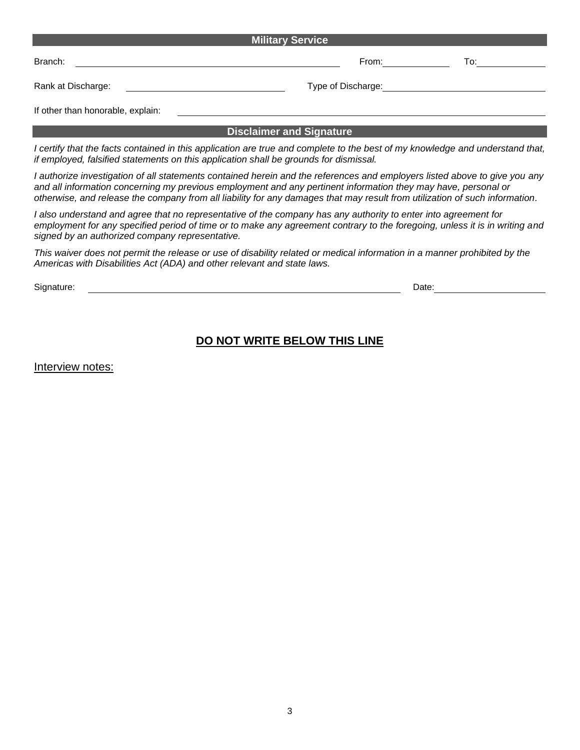## Military Service

Branch: ______________________________ From: __________ To: __________

Rank at Discharge: ______________________ Type of Discharge: ______________________

If other than honorable, explain: ______________________________________________

## Disclaimer and Signature

*I certify that the facts contained in this application are true and complete to the best of my knowledge and understand that, if employed, falsified statements on this application shall be grounds for dismissal.*

*I authorize investigation of all statements contained herein and the references and employers listed above to give you any and all information concerning my previous employment and any pertinent information they may have, personal or otherwise, and release the company from all liability for any damages that may result from utilization of such information.*

*I also understand and agree that no representative of the company has any authority to enter into agreement for employment for any specified period of time or to make any agreement contrary to the foregoing, unless it is in writing and signed by an authorized company representative.*

*This waiver does not permit the release or use of disability related or medical information in a manner prohibited by the Americas with Disabilities Act (ADA) and other relevant and state laws.*

Signature: ______________________________________________ Date: ________________

**DO NOT WRITE BELOW THIS LINE**

Interview notes: